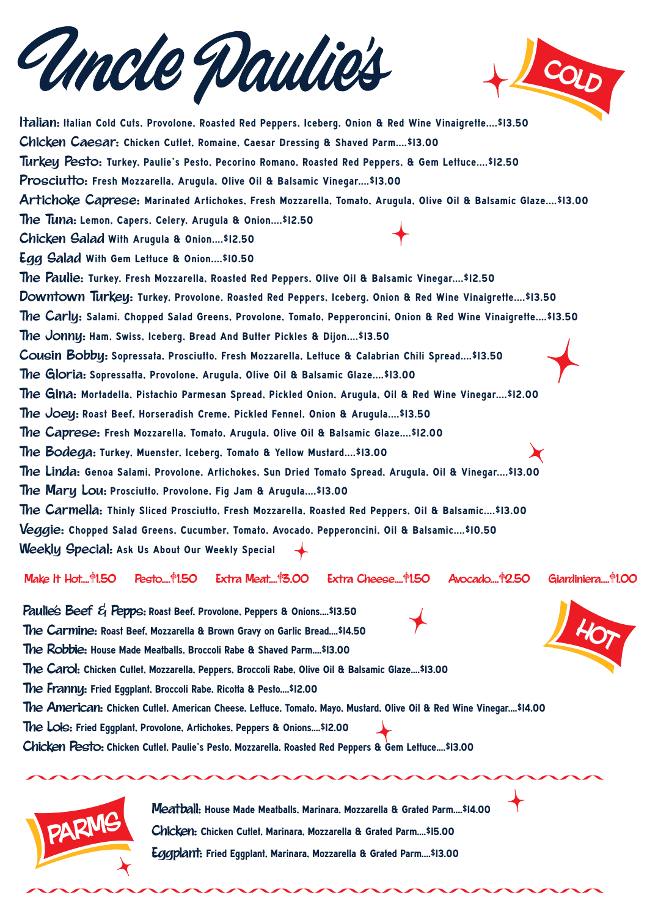# Uncle Paulie's

## COLD

**Italian:** Italian Cold Cuts, Provolone, Roasted Red Peppers, Iceberg, Onion & Red Wine Vinaigrette....$13.50

**Chicken Caesar:** Chicken Cutlet, Romaine, Caesar Dressing & Shaved Parm....$13.00

**Turkey Pesto:** Turkey, Paulie's Pesto, Pecorino Romano, Roasted Red Peppers, & Gem Lettuce....$12.50

**Prosciutto:** Fresh Mozzarella, Arugula, Olive Oil & Balsamic Vinegar....$13.00

**Artichoke Caprese:** Marinated Artichokes, Fresh Mozzarella, Tomato, Arugula, Olive Oil & Balsamic Glaze....$13.00

**The Tuna:** Lemon, Capers, Celery, Arugula & Onion....$12.50

**Chicken Salad** With Arugula & Onion....$12.50

**Egg Salad** With Gem Lettuce & Onion....$10.50

**The Paulie:** Turkey, Fresh Mozzarella, Roasted Red Peppers, Olive Oil & Balsamic Vinegar....$12.50

**Downtown Turkey:** Turkey, Provolone, Roasted Red Peppers, Iceberg, Onion & Red Wine Vinaigrette....$13.50

**The Carly:** Salami, Chopped Salad Greens, Provolone, Tomato, Pepperoncini, Onion & Red Wine Vinaigrette....$13.50

**The Jonny:** Ham, Swiss, Iceberg, Bread And Butter Pickles & Dijon....$13.50

**Cousin Bobby:** Sopressata, Prosciutto, Fresh Mozzarella, Lettuce & Calabrian Chili Spread....$13.50

**The Gloria:** Sopressatta, Provolone, Arugula, Olive Oil & Balsamic Glaze....$13.00

**The Gina:** Mortadella, Pistachio Parmesan Spread, Pickled Onion, Arugula, Oil & Red Wine Vinegar....$12.00

**The Joey:** Roast Beef, Horseradish Creme, Pickled Fennel, Onion & Arugula....$13.50

**The Caprese:** Fresh Mozzarella, Tomato, Arugula, Olive Oil & Balsamic Glaze....$12.00

**The Bodega:** Turkey, Muenster, Iceberg, Tomato & Yellow Mustard....$13.00

**The Linda:** Genoa Salami, Provolone, Artichokes, Sun Dried Tomato Spread, Arugula, Oil & Vinegar....$13.00

**The Mary Lou:** Prosciutto, Provolone, Fig Jam & Arugula....$13.00

**The Carmella:** Thinly Sliced Prosciutto, Fresh Mozzarella, Roasted Red Peppers, Oil & Balsamic....$13.00

**Veggie:** Chopped Salad Greens, Cucumber, Tomato, Avocado, Pepperoncini, Oil & Balsamic....$10.50

**Weekly Special:** Ask Us About Our Weekly Special

Make It Hot....$1.50 | Pesto....$1.50 | Extra Meat....$3.00 | Extra Cheese....$1.50 | Avocado....$2.50 | Giardiniera....$1.00

## HOT

**Paulie's Beef & Pepps:** Roast Beef, Provolone, Peppers & Onions....$13.50

**The Carmine:** Roast Beef, Mozzarella & Brown Gravy on Garlic Bread....$14.50

**The Robbie:** House Made Meatballs, Broccoli Rabe & Shaved Parm....$13.00

**The Carol:** Chicken Cutlet, Mozzarella, Peppers, Broccoli Rabe, Olive Oil & Balsamic Glaze....$13.00

**The Franny:** Fried Eggplant, Broccoli Rabe, Ricotta & Pesto....$12.00

**The American:** Chicken Cutlet, American Cheese, Lettuce, Tomato, Mayo, Mustard, Olive Oil & Red Wine Vinegar....$14.00

**The Lois:** Fried Eggplant, Provolone, Artichokes, Peppers & Onions....$12.00

**Chicken Pesto:** Chicken Cutlet, Paulie's Pesto, Mozzarella, Roasted Red Peppers & Gem Lettuce....$13.00

## PARMS

**Meatball:** House Made Meatballs, Marinara, Mozzarella & Grated Parm....$14.00

**Chicken:** Chicken Cutlet, Marinara, Mozzarella & Grated Parm....$15.00

**Eggplant:** Fried Eggplant, Marinara, Mozzarella & Grated Parm....$13.00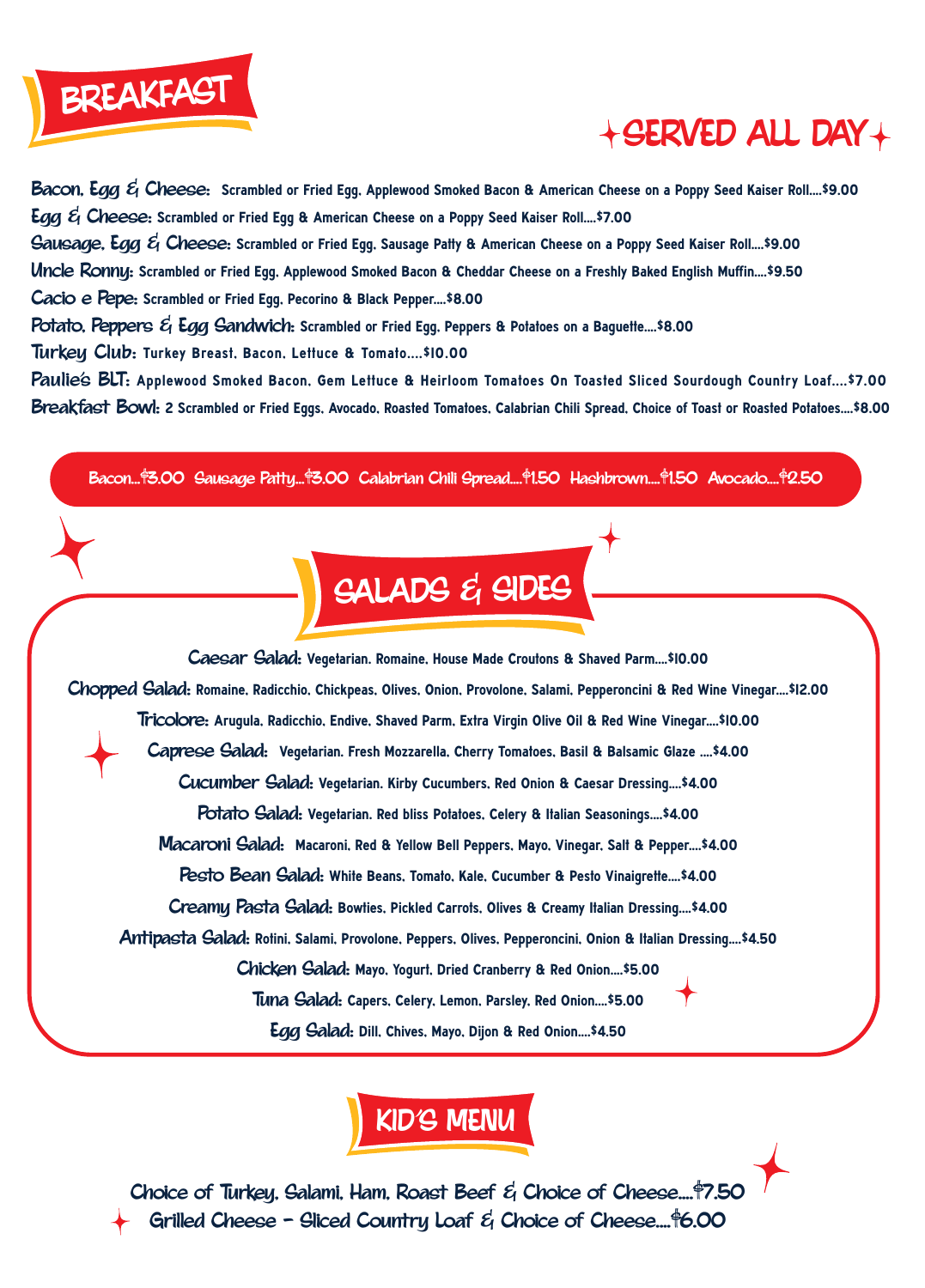# BREAKFAST

## SERVED ALL DAY

**Bacon, Egg & Cheese:** Scrambled or Fried Egg, Applewood Smoked Bacon & American Cheese on a Poppy Seed Kaiser Roll....$9.00

**Egg & Cheese:** Scrambled or Fried Egg & American Cheese on a Poppy Seed Kaiser Roll....$7.00

**Sausage, Egg & Cheese:** Scrambled or Fried Egg, Sausage Patty & American Cheese on a Poppy Seed Kaiser Roll....$9.00

**Uncle Ronny:** Scrambled or Fried Egg, Applewood Smoked Bacon & Cheddar Cheese on a Freshly Baked English Muffin....$9.50

**Cacio e Pepe:** Scrambled or Fried Egg, Pecorino & Black Pepper....$8.00

**Potato, Peppers & Egg Sandwich:** Scrambled or Fried Egg, Peppers & Potatoes on a Baguette....$8.00

**Turkey Club:** Turkey Breast, Bacon, Lettuce & Tomato....$10.00

**Paulie's BLT:** Applewood Smoked Bacon, Gem Lettuce & Heirloom Tomatoes On Toasted Sliced Sourdough Country Loaf....$7.00

**Breakfast Bowl:** 2 Scrambled or Fried Eggs, Avocado, Roasted Tomatoes, Calabrian Chili Spread, Choice of Toast or Roasted Potatoes....$8.00

Bacon...$3.00 Sausage Patty...$3.00 Calabrian Chili Spread....$1.50 Hashbrown....$1.50 Avocado....$2.50

# SALADS & SIDES

**Caesar Salad:** Vegetarian, Romaine, House Made Croutons & Shaved Parm....$10.00

**Chopped Salad:** Romaine, Radicchio, Chickpeas, Olives, Onion, Provolone, Salami, Pepperoncini & Red Wine Vinegar....$12.00

**Tricolore:** Arugula, Radicchio, Endive, Shaved Parm, Extra Virgin Olive Oil & Red Wine Vinegar....$10.00

**Caprese Salad:** Vegetarian, Fresh Mozzarella, Cherry Tomatoes, Basil & Balsamic Glaze ....$4.00

**Cucumber Salad:** Vegetarian, Kirby Cucumbers, Red Onion & Caesar Dressing....$4.00

**Potato Salad:** Vegetarian, Red bliss Potatoes, Celery & Italian Seasonings....$4.00

**Macaroni Salad:** Macaroni, Red & Yellow Bell Peppers, Mayo, Vinegar, Salt & Pepper....$4.00

**Pesto Bean Salad:** White Beans, Tomato, Kale, Cucumber & Pesto Vinaigrette....$4.00

**Creamy Pasta Salad:** Bowties, Pickled Carrots, Olives & Creamy Italian Dressing....$4.00

**Antipasta Salad:** Rotini, Salami, Provolone, Peppers, Olives, Pepperoncini, Onion & Italian Dressing....$4.50

**Chicken Salad:** Mayo, Yogurt, Dried Cranberry & Red Onion....$5.00

**Tuna Salad:** Capers, Celery, Lemon, Parsley, Red Onion....$5.00

**Egg Salad:** Dill, Chives, Mayo, Dijon & Red Onion....$4.50

# KID'S MENU

Choice of Turkey, Salami, Ham, Roast Beef & Choice of Cheese....$7.50

Grilled Cheese - Sliced Country Loaf & Choice of Cheese....$6.00